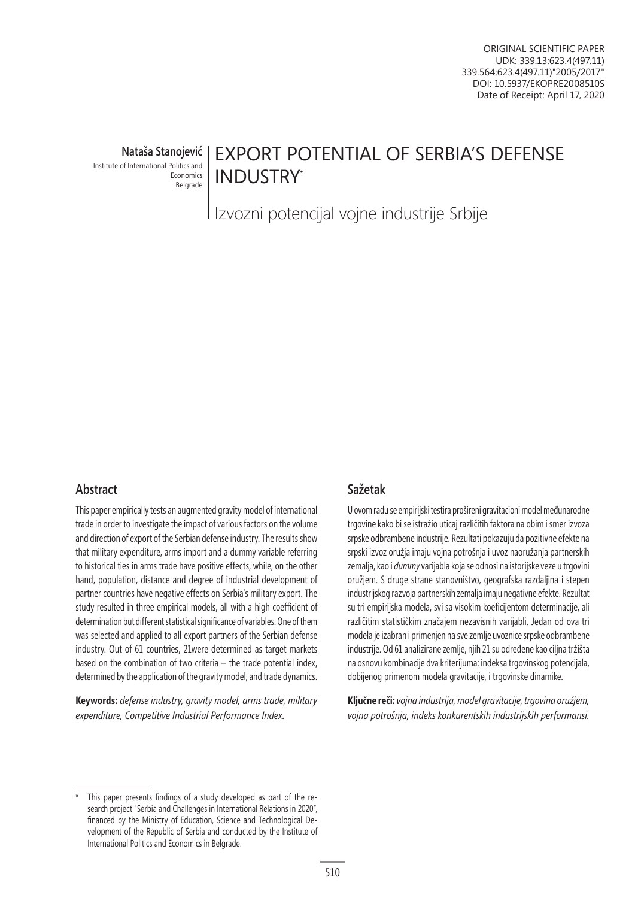ORIGINAL SCIENTIFIC PAPER
UDK: 339.13:623.4(497.11)
339.564:623.4(497.11)"2005/2017"
DOI: 10.5937/EKOPRE2008510S
Date of Receipt: April 17, 2020

**Nataša Stanojević**
Institute of International Politics and Economics
Belgrade

# EXPORT POTENTIAL OF SERBIA'S DEFENSE INDUSTRY*

Izvozni potencijal vojne industrije Srbije

## Abstract

This paper empirically tests an augmented gravity model of international trade in order to investigate the impact of various factors on the volume and direction of export of the Serbian defense industry. The results show that military expenditure, arms import and a dummy variable referring to historical ties in arms trade have positive effects, while, on the other hand, population, distance and degree of industrial development of partner countries have negative effects on Serbia's military export. The study resulted in three empirical models, all with a high coefficient of determination but different statistical significance of variables. One of them was selected and applied to all export partners of the Serbian defense industry. Out of 61 countries, 21were determined as target markets based on the combination of two criteria – the trade potential index, determined by the application of the gravity model, and trade dynamics.

**Keywords:** *defense industry, gravity model, arms trade, military expenditure, Competitive Industrial Performance Index.*

## Sažetak

U ovom radu se empirijski testira prošireni gravitacioni model međunarodne trgovine kako bi se istražio uticaj različitih faktora na obim i smer izvoza srpske odbrambene industrije. Rezultati pokazuju da pozitivne efekte na srpski izvoz oružja imaju vojna potrošnja i uvoz naoružanja partnerskih zemalja, kao i *dummy* varijabla koja se odnosi na istorijske veze u trgovini oružjem. S druge strane stanovništvo, geografska razdaljina i stepen industrijskog razvoja partnerskih zemalja imaju negativne efekte. Rezultat su tri empirijska modela, svi sa visokim koeficijentom determinacije, ali različitim statističkim značajem nezavisnih varijabli. Jedan od ova tri modela je izabran i primenjen na sve zemlje uvoznice srpske odbrambene industrije. Od 61 analizirane zemlje, njih 21 su određene kao ciljna tržišta na osnovu kombinacije dva kriterijuma: indeksa trgovinskog potencijala, dobijenog primenom modela gravitacije, i trgovinske dinamike.

**Ključne reči:** *vojna industrija, model gravitacije, trgovina oružjem, vojna potrošnja, indeks konkurentskih industrijskih performansi.*

---

\* This paper presents findings of a study developed as part of the research project "Serbia and Challenges in International Relations in 2020", financed by the Ministry of Education, Science and Technological Development of the Republic of Serbia and conducted by the Institute of International Politics and Economics in Belgrade.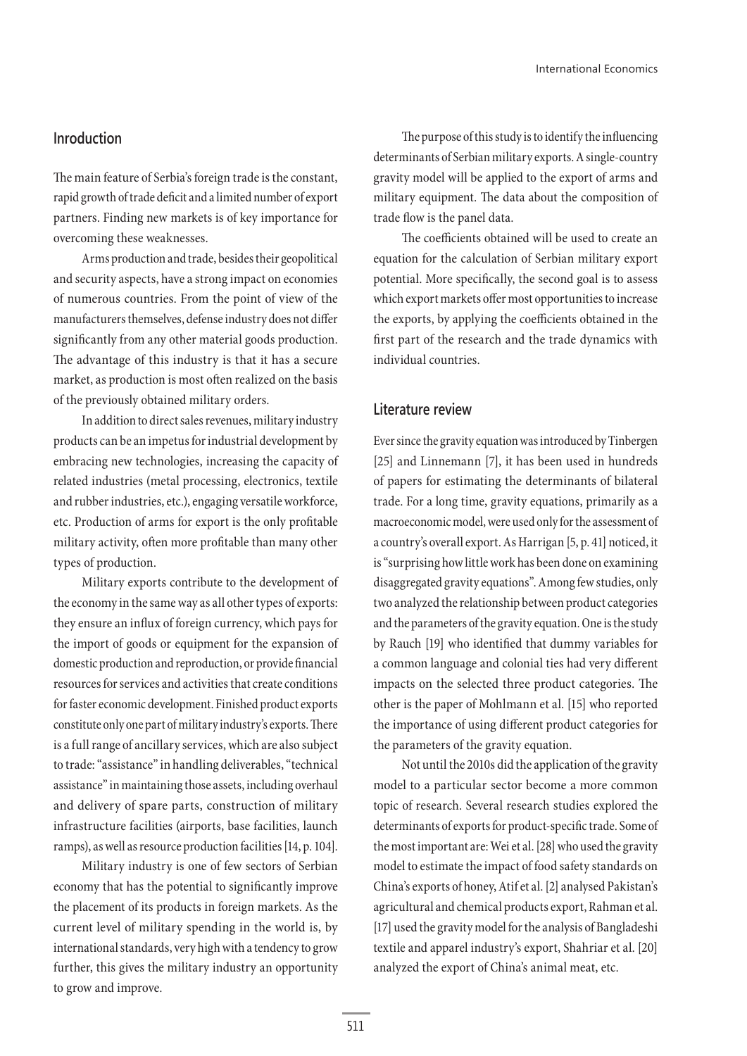## Inroduction

The main feature of Serbia's foreign trade is the constant, rapid growth of trade deficit and a limited number of export partners. Finding new markets is of key importance for overcoming these weaknesses.

Arms production and trade, besides their geopolitical and security aspects, have a strong impact on economies of numerous countries. From the point of view of the manufacturers themselves, defense industry does not differ significantly from any other material goods production. The advantage of this industry is that it has a secure market, as production is most often realized on the basis of the previously obtained military orders.

In addition to direct sales revenues, military industry products can be an impetus for industrial development by embracing new technologies, increasing the capacity of related industries (metal processing, electronics, textile and rubber industries, etc.), engaging versatile workforce, etc. Production of arms for export is the only profitable military activity, often more profitable than many other types of production.

Military exports contribute to the development of the economy in the same way as all other types of exports: they ensure an influx of foreign currency, which pays for the import of goods or equipment for the expansion of domestic production and reproduction, or provide financial resources for services and activities that create conditions for faster economic development. Finished product exports constitute only one part of military industry's exports. There is a full range of ancillary services, which are also subject to trade: "assistance" in handling deliverables, "technical assistance" in maintaining those assets, including overhaul and delivery of spare parts, construction of military infrastructure facilities (airports, base facilities, launch ramps), as well as resource production facilities [14, p. 104].

Military industry is one of few sectors of Serbian economy that has the potential to significantly improve the placement of its products in foreign markets. As the current level of military spending in the world is, by international standards, very high with a tendency to grow further, this gives the military industry an opportunity to grow and improve.

The purpose of this study is to identify the influencing determinants of Serbian military exports. A single-country gravity model will be applied to the export of arms and military equipment. The data about the composition of trade flow is the panel data.

The coefficients obtained will be used to create an equation for the calculation of Serbian military export potential. More specifically, the second goal is to assess which export markets offer most opportunities to increase the exports, by applying the coefficients obtained in the first part of the research and the trade dynamics with individual countries.

## Literature review

Ever since the gravity equation was introduced by Tinbergen [25] and Linnemann [7], it has been used in hundreds of papers for estimating the determinants of bilateral trade. For a long time, gravity equations, primarily as a macroeconomic model, were used only for the assessment of a country's overall export. As Harrigan [5, p. 41] noticed, it is "surprising how little work has been done on examining disaggregated gravity equations". Among few studies, only two analyzed the relationship between product categories and the parameters of the gravity equation. One is the study by Rauch [19] who identified that dummy variables for a common language and colonial ties had very different impacts on the selected three product categories. The other is the paper of Mohlmann et al. [15] who reported the importance of using different product categories for the parameters of the gravity equation.

Not until the 2010s did the application of the gravity model to a particular sector become a more common topic of research. Several research studies explored the determinants of exports for product-specific trade. Some of the most important are: Wei et al. [28] who used the gravity model to estimate the impact of food safety standards on China's exports of honey, Atif et al. [2] analysed Pakistan's agricultural and chemical products export, Rahman et al. [17] used the gravity model for the analysis of Bangladeshi textile and apparel industry's export, Shahriar et al. [20] analyzed the export of China's animal meat, etc.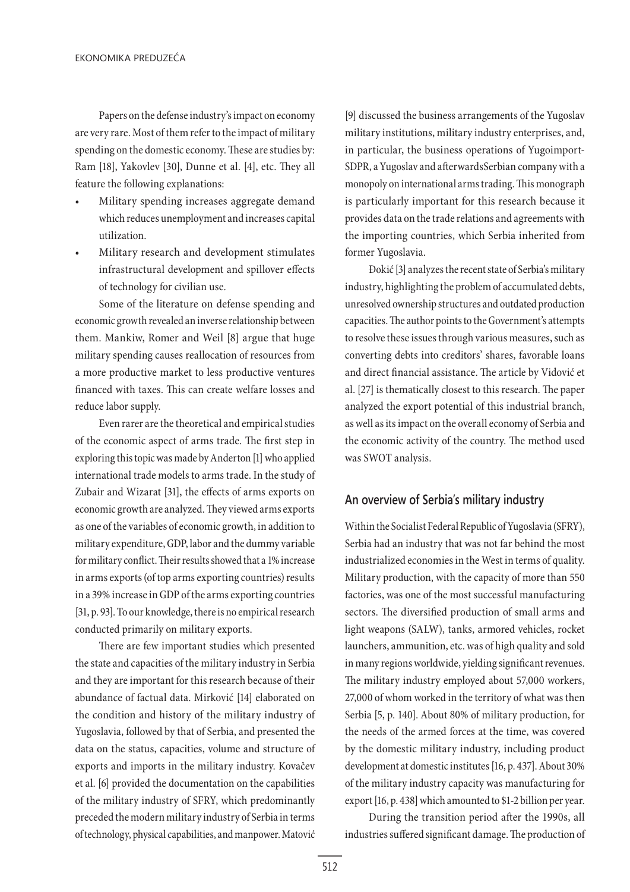Papers on the defense industry's impact on economy are very rare. Most of them refer to the impact of military spending on the domestic economy. These are studies by: Ram [18], Yakovlev [30], Dunne et al. [4], etc. They all feature the following explanations:

- Military spending increases aggregate demand which reduces unemployment and increases capital utilization.
- Military research and development stimulates infrastructural development and spillover effects of technology for civilian use.

Some of the literature on defense spending and economic growth revealed an inverse relationship between them. Mankiw, Romer and Weil [8] argue that huge military spending causes reallocation of resources from a more productive market to less productive ventures financed with taxes. This can create welfare losses and reduce labor supply.

Even rarer are the theoretical and empirical studies of the economic aspect of arms trade. The first step in exploring this topic was made by Anderton [1] who applied international trade models to arms trade. In the study of Zubair and Wizarat [31], the effects of arms exports on economic growth are analyzed. They viewed arms exports as one of the variables of economic growth, in addition to military expenditure, GDP, labor and the dummy variable for military conflict. Their results showed that a 1% increase in arms exports (of top arms exporting countries) results in a 39% increase in GDP of the arms exporting countries [31, p. 93]. To our knowledge, there is no empirical research conducted primarily on military exports.

There are few important studies which presented the state and capacities of the military industry in Serbia and they are important for this research because of their abundance of factual data. Mirković [14] elaborated on the condition and history of the military industry of Yugoslavia, followed by that of Serbia, and presented the data on the status, capacities, volume and structure of exports and imports in the military industry. Kovačev et al. [6] provided the documentation on the capabilities of the military industry of SFRY, which predominantly preceded the modern military industry of Serbia in terms of technology, physical capabilities, and manpower. Matović [9] discussed the business arrangements of the Yugoslav military institutions, military industry enterprises, and, in particular, the business operations of Yugoimport-SDPR, a Yugoslav and afterwardsSerbian company with a monopoly on international arms trading. This monograph is particularly important for this research because it provides data on the trade relations and agreements with the importing countries, which Serbia inherited from former Yugoslavia.

Đokić [3] analyzes the recent state of Serbia's military industry, highlighting the problem of accumulated debts, unresolved ownership structures and outdated production capacities. The author points to the Government's attempts to resolve these issues through various measures, such as converting debts into creditors' shares, favorable loans and direct financial assistance. The article by Vidović et al. [27] is thematically closest to this research. The paper analyzed the export potential of this industrial branch, as well as its impact on the overall economy of Serbia and the economic activity of the country. The method used was SWOT analysis.

## An overview of Serbia's military industry

Within the Socialist Federal Republic of Yugoslavia (SFRY), Serbia had an industry that was not far behind the most industrialized economies in the West in terms of quality. Military production, with the capacity of more than 550 factories, was one of the most successful manufacturing sectors. The diversified production of small arms and light weapons (SALW), tanks, armored vehicles, rocket launchers, ammunition, etc. was of high quality and sold in many regions worldwide, yielding significant revenues. The military industry employed about 57,000 workers, 27,000 of whom worked in the territory of what was then Serbia [5, p. 140]. About 80% of military production, for the needs of the armed forces at the time, was covered by the domestic military industry, including product development at domestic institutes [16, p. 437]. About 30% of the military industry capacity was manufacturing for export [16, p. 438] which amounted to $1-2 billion per year.

During the transition period after the 1990s, all industries suffered significant damage. The production of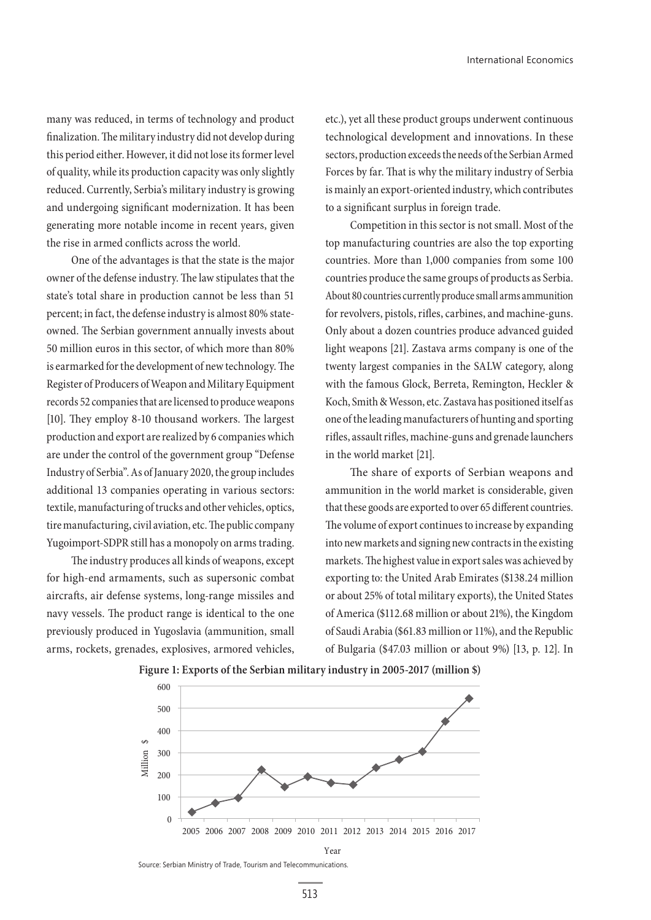many was reduced, in terms of technology and product finalization. The military industry did not develop during this period either. However, it did not lose its former level of quality, while its production capacity was only slightly reduced. Currently, Serbia's military industry is growing and undergoing significant modernization. It has been generating more notable income in recent years, given the rise in armed conflicts across the world.

One of the advantages is that the state is the major owner of the defense industry. The law stipulates that the state's total share in production cannot be less than 51 percent; in fact, the defense industry is almost 80% state-owned. The Serbian government annually invests about 50 million euros in this sector, of which more than 80% is earmarked for the development of new technology. The Register of Producers of Weapon and Military Equipment records 52 companies that are licensed to produce weapons [10]. They employ 8-10 thousand workers. The largest production and export are realized by 6 companies which are under the control of the government group "Defense Industry of Serbia". As of January 2020, the group includes additional 13 companies operating in various sectors: textile, manufacturing of trucks and other vehicles, optics, tire manufacturing, civil aviation, etc. The public company Yugoimport-SDPR still has a monopoly on arms trading.

The industry produces all kinds of weapons, except for high-end armaments, such as supersonic combat aircrafts, air defense systems, long-range missiles and navy vessels. The product range is identical to the one previously produced in Yugoslavia (ammunition, small arms, rockets, grenades, explosives, armored vehicles, etc.), yet all these product groups underwent continuous technological development and innovations. In these sectors, production exceeds the needs of the Serbian Armed Forces by far. That is why the military industry of Serbia is mainly an export-oriented industry, which contributes to a significant surplus in foreign trade.

Competition in this sector is not small. Most of the top manufacturing countries are also the top exporting countries. More than 1,000 companies from some 100 countries produce the same groups of products as Serbia. About 80 countries currently produce small arms ammunition for revolvers, pistols, rifles, carbines, and machine-guns. Only about a dozen countries produce advanced guided light weapons [21]. Zastava arms company is one of the twenty largest companies in the SALW category, along with the famous Glock, Berreta, Remington, Heckler & Koch, Smith & Wesson, etc. Zastava has positioned itself as one of the leading manufacturers of hunting and sporting rifles, assault rifles, machine-guns and grenade launchers in the world market [21].

The share of exports of Serbian weapons and ammunition in the world market is considerable, given that these goods are exported to over 65 different countries. The volume of export continues to increase by expanding into new markets and signing new contracts in the existing markets. The highest value in export sales was achieved by exporting to: the United Arab Emirates ($138.24 million or about 25% of total military exports), the United States of America ($112.68 million or about 21%), the Kingdom of Saudi Arabia ($61.83 million or 11%), and the Republic of Bulgaria ($47.03 million or about 9%) [13, p. 12]. In

**Figure 1: Exports of the Serbian military industry in 2005-2017 (million $)**

Source: Serbian Ministry of Trade, Tourism and Telecommunications.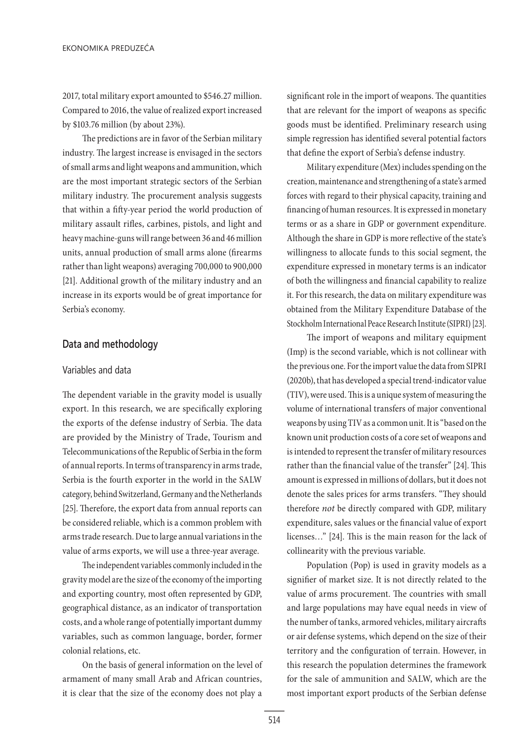2017, total military export amounted to $546.27 million. Compared to 2016, the value of realized export increased by $103.76 million (by about 23%).

The predictions are in favor of the Serbian military industry. The largest increase is envisaged in the sectors of small arms and light weapons and ammunition, which are the most important strategic sectors of the Serbian military industry. The procurement analysis suggests that within a fifty-year period the world production of military assault rifles, carbines, pistols, and light and heavy machine-guns will range between 36 and 46 million units, annual production of small arms alone (firearms rather than light weapons) averaging 700,000 to 900,000 [21]. Additional growth of the military industry and an increase in its exports would be of great importance for Serbia's economy.

## Data and methodology

### Variables and data

The dependent variable in the gravity model is usually export. In this research, we are specifically exploring the exports of the defense industry of Serbia. The data are provided by the Ministry of Trade, Tourism and Telecommunications of the Republic of Serbia in the form of annual reports. In terms of transparency in arms trade, Serbia is the fourth exporter in the world in the SALW category, behind Switzerland, Germany and the Netherlands [25]. Therefore, the export data from annual reports can be considered reliable, which is a common problem with arms trade research. Due to large annual variations in the value of arms exports, we will use a three-year average.

The independent variables commonly included in the gravity model are the size of the economy of the importing and exporting country, most often represented by GDP, geographical distance, as an indicator of transportation costs, and a whole range of potentially important dummy variables, such as common language, border, former colonial relations, etc.

On the basis of general information on the level of armament of many small Arab and African countries, it is clear that the size of the economy does not play a significant role in the import of weapons. The quantities that are relevant for the import of weapons as specific goods must be identified. Preliminary research using simple regression has identified several potential factors that define the export of Serbia's defense industry.

Military expenditure (Mex) includes spending on the creation, maintenance and strengthening of a state's armed forces with regard to their physical capacity, training and financing of human resources. It is expressed in monetary terms or as a share in GDP or government expenditure. Although the share in GDP is more reflective of the state's willingness to allocate funds to this social segment, the expenditure expressed in monetary terms is an indicator of both the willingness and financial capability to realize it. For this research, the data on military expenditure was obtained from the Military Expenditure Database of the Stockholm International Peace Research Institute (SIPRI) [23].

The import of weapons and military equipment (Imp) is the second variable, which is not collinear with the previous one. For the import value the data from SIPRI (2020b), that has developed a special trend-indicator value (TIV), were used. This is a unique system of measuring the volume of international transfers of major conventional weapons by using TIV as a common unit. It is "based on the known unit production costs of a core set of weapons and is intended to represent the transfer of military resources rather than the financial value of the transfer" [24]. This amount is expressed in millions of dollars, but it does not denote the sales prices for arms transfers. "They should therefore *not* be directly compared with GDP, military expenditure, sales values or the financial value of export licenses…" [24]. This is the main reason for the lack of collinearity with the previous variable.

Population (Pop) is used in gravity models as a signifier of market size. It is not directly related to the value of arms procurement. The countries with small and large populations may have equal needs in view of the number of tanks, armored vehicles, military aircrafts or air defense systems, which depend on the size of their territory and the configuration of terrain. However, in this research the population determines the framework for the sale of ammunition and SALW, which are the most important export products of the Serbian defense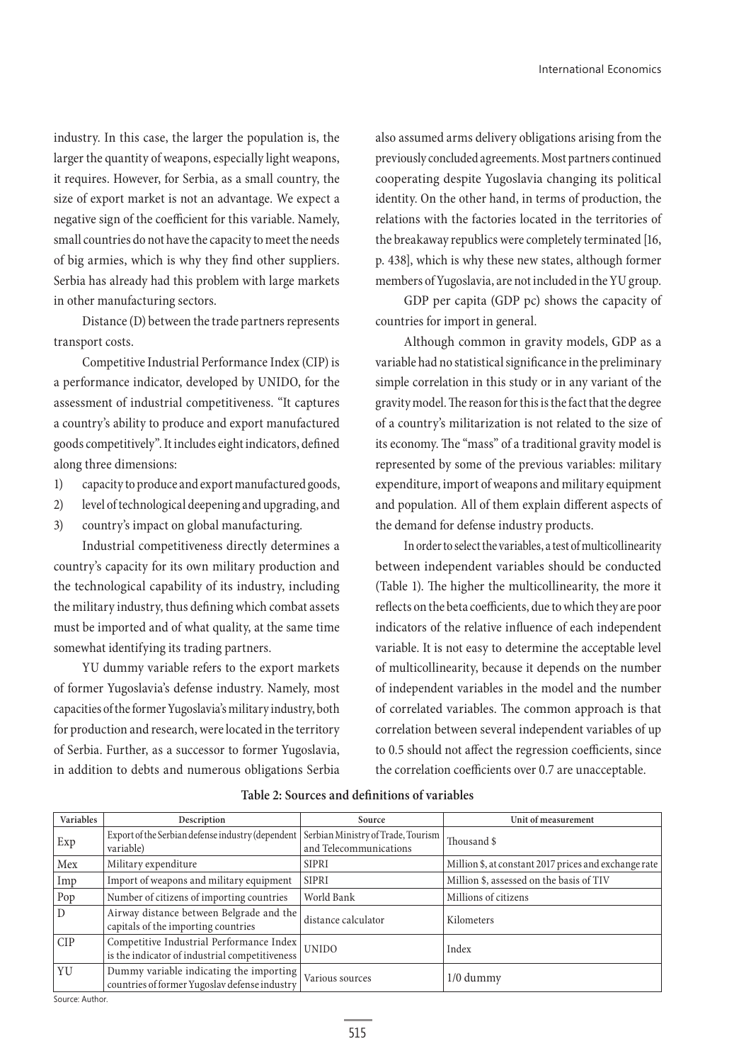industry. In this case, the larger the population is, the larger the quantity of weapons, especially light weapons, it requires. However, for Serbia, as a small country, the size of export market is not an advantage. We expect a negative sign of the coefficient for this variable. Namely, small countries do not have the capacity to meet the needs of big armies, which is why they find other suppliers. Serbia has already had this problem with large markets in other manufacturing sectors.

Distance (D) between the trade partners represents transport costs.

Competitive Industrial Performance Index (CIP) is a performance indicator, developed by UNIDO, for the assessment of industrial competitiveness. "It captures a country's ability to produce and export manufactured goods competitively". It includes eight indicators, defined along three dimensions:

1) capacity to produce and export manufactured goods,
2) level of technological deepening and upgrading, and
3) country's impact on global manufacturing.

Industrial competitiveness directly determines a country's capacity for its own military production and the technological capability of its industry, including the military industry, thus defining which combat assets must be imported and of what quality, at the same time somewhat identifying its trading partners.

YU dummy variable refers to the export markets of former Yugoslavia's defense industry. Namely, most capacities of the former Yugoslavia's military industry, both for production and research, were located in the territory of Serbia. Further, as a successor to former Yugoslavia, in addition to debts and numerous obligations Serbia also assumed arms delivery obligations arising from the previously concluded agreements. Most partners continued cooperating despite Yugoslavia changing its political identity. On the other hand, in terms of production, the relations with the factories located in the territories of the breakaway republics were completely terminated [16, p. 438], which is why these new states, although former members of Yugoslavia, are not included in the YU group.

GDP per capita (GDP pc) shows the capacity of countries for import in general.

Although common in gravity models, GDP as a variable had no statistical significance in the preliminary simple correlation in this study or in any variant of the gravity model. The reason for this is the fact that the degree of a country's militarization is not related to the size of its economy. The "mass" of a traditional gravity model is represented by some of the previous variables: military expenditure, import of weapons and military equipment and population. All of them explain different aspects of the demand for defense industry products.

In order to select the variables, a test of multicollinearity between independent variables should be conducted (Table 1). The higher the multicollinearity, the more it reflects on the beta coefficients, due to which they are poor indicators of the relative influence of each independent variable. It is not easy to determine the acceptable level of multicollinearity, because it depends on the number of independent variables in the model and the number of correlated variables. The common approach is that correlation between several independent variables of up to 0.5 should not affect the regression coefficients, since the correlation coefficients over 0.7 are unacceptable.

**Table 2: Sources and definitions of variables**

| Variables | Description | Source | Unit of measurement |
|---|---|---|---|
| Exp | Export of the Serbian defense industry (dependent variable) | Serbian Ministry of Trade, Tourism and Telecommunications | Thousand $ |
| Mex | Military expenditure | SIPRI | Million $, at constant 2017 prices and exchange rate |
| Imp | Import of weapons and military equipment | SIPRI | Million $, assessed on the basis of TIV |
| Pop | Number of citizens of importing countries | World Bank | Millions of citizens |
| D | Airway distance between Belgrade and the capitals of the importing countries | distance calculator | Kilometers |
| CIP | Competitive Industrial Performance Index is the indicator of industrial competitiveness | UNIDO | Index |
| YU | Dummy variable indicating the importing countries of former Yugoslav defense industry | Various sources | 1/0 dummy |

Source: Author.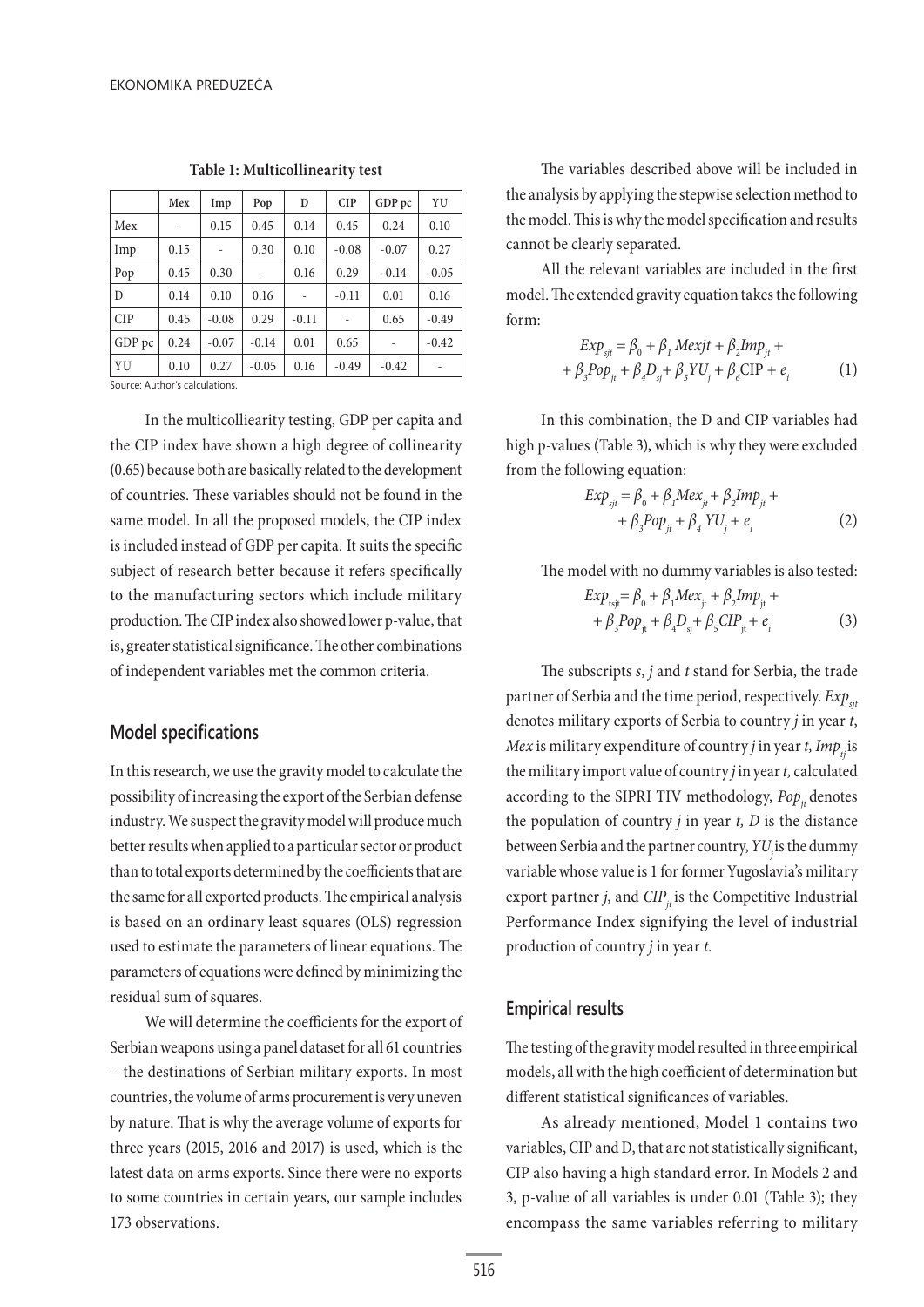**Table 1: Multicollinearity test**

| | Mex | Imp | Pop | D | CIP | GDP pc | YU |
|---|---|---|---|---|---|---|---|
| Mex | - | 0.15 | 0.45 | 0.14 | 0.45 | 0.24 | 0.10 |
| Imp | 0.15 | - | 0.30 | 0.10 | -0.08 | -0.07 | 0.27 |
| Pop | 0.45 | 0.30 | - | 0.16 | 0.29 | -0.14 | -0.05 |
| D | 0.14 | 0.10 | 0.16 | - | -0.11 | 0.01 | 0.16 |
| CIP | 0.45 | -0.08 | 0.29 | -0.11 | - | 0.65 | -0.49 |
| GDP pc | 0.24 | -0.07 | -0.14 | 0.01 | 0.65 | - | -0.42 |
| YU | 0.10 | 0.27 | -0.05 | 0.16 | -0.49 | -0.42 | - |

Source: Author's calculations.

In the multicolliearity testing, GDP per capita and the CIP index have shown a high degree of collinearity (0.65) because both are basically related to the development of countries. These variables should not be found in the same model. In all the proposed models, the CIP index is included instead of GDP per capita. It suits the specific subject of research better because it refers specifically to the manufacturing sectors which include military production. The CIP index also showed lower p-value, that is, greater statistical significance. The other combinations of independent variables met the common criteria.

## Model specifications

In this research, we use the gravity model to calculate the possibility of increasing the export of the Serbian defense industry. We suspect the gravity model will produce much better results when applied to a particular sector or product than to total exports determined by the coefficients that are the same for all exported products. The empirical analysis is based on an ordinary least squares (OLS) regression used to estimate the parameters of linear equations. The parameters of equations were defined by minimizing the residual sum of squares.

We will determine the coefficients for the export of Serbian weapons using a panel dataset for all 61 countries – the destinations of Serbian military exports. In most countries, the volume of arms procurement is very uneven by nature. That is why the average volume of exports for three years (2015, 2016 and 2017) is used, which is the latest data on arms exports. Since there were no exports to some countries in certain years, our sample includes 173 observations.

The variables described above will be included in the analysis by applying the stepwise selection method to the model. This is why the model specification and results cannot be clearly separated.

All the relevant variables are included in the first model. The extended gravity equation takes the following form:

$$Exp_{sjt} = \beta_0 + \beta_1 Mexjt + \beta_2 Imp_{jt} + \beta_3 Pop_{jt} + \beta_4 D_{sj} + \beta_5 YU_j + \beta_6 \mathrm{CIP} + e_i \quad (1)$$

In this combination, the D and CIP variables had high p-values (Table 3), which is why they were excluded from the following equation:

$$Exp_{sjt} = \beta_0 + \beta_1 Mex_{jt} + \beta_2 Imp_{jt} + \beta_3 Pop_{jt} + \beta_4 YU_j + e_i \quad (2)$$

The model with no dummy variables is also tested:

$$Exp_{tsjt} = \beta_0 + \beta_1 Mex_{jt} + \beta_2 Imp_{jt} + \beta_3 Pop_{jt} + \beta_4 D_{sj} + \beta_5 CIP_{jt} + e_i \quad (3)$$

The subscripts *s*, *j* and *t* stand for Serbia, the trade partner of Serbia and the time period, respectively. $Exp_{sjt}$ denotes military exports of Serbia to country *j* in year *t*, *Mex* is military expenditure of country *j* in year *t*, $Imp_{tj}$ is the military import value of country *j* in year *t*, calculated according to the SIPRI TIV methodology, $Pop_{jt}$ denotes the population of country *j* in year *t*, *D* is the distance between Serbia and the partner country, $YU_j$ is the dummy variable whose value is 1 for former Yugoslavia's military export partner *j*, and $CIP_{jt}$ is the Competitive Industrial Performance Index signifying the level of industrial production of country *j* in year *t*.

## Empirical results

The testing of the gravity model resulted in three empirical models, all with the high coefficient of determination but different statistical significances of variables.

As already mentioned, Model 1 contains two variables, CIP and D, that are not statistically significant, CIP also having a high standard error. In Models 2 and 3, p-value of all variables is under 0.01 (Table 3); they encompass the same variables referring to military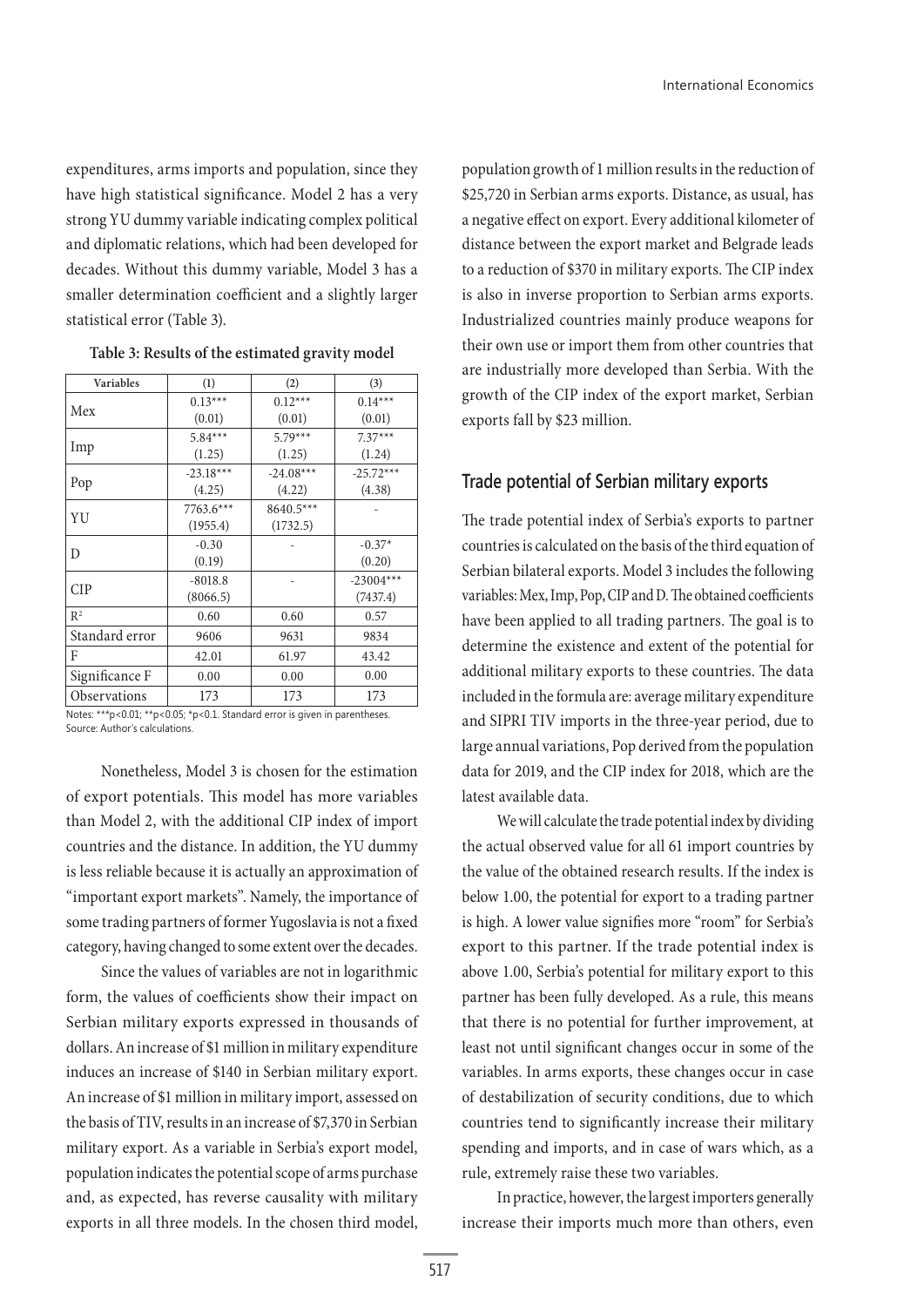expenditures, arms imports and population, since they have high statistical significance. Model 2 has a very strong YU dummy variable indicating complex political and diplomatic relations, which had been developed for decades. Without this dummy variable, Model 3 has a smaller determination coefficient and a slightly larger statistical error (Table 3).

**Table 3: Results of the estimated gravity model**

| Variables | (1) | (2) | (3) |
|---|---|---|---|
| Mex | 0.13***<br>(0.01) | 0.12***<br>(0.01) | 0.14***<br>(0.01) |
| Imp | 5.84***<br>(1.25) | 5.79***<br>(1.25) | 7.37***<br>(1.24) |
| Pop | -23.18***<br>(4.25) | -24.08***<br>(4.22) | -25.72***<br>(4.38) |
| YU | 7763.6***<br>(1955.4) | 8640.5***<br>(1732.5) | - |
| D | -0.30<br>(0.19) | - | -0.37*<br>(0.20) |
| CIP | -8018.8<br>(8066.5) | - | -23004***<br>(7437.4) |
| $R^2$ | 0.60 | 0.60 | 0.57 |
| Standard error | 9606 | 9631 | 9834 |
| F | 42.01 | 61.97 | 43.42 |
| Significance F | 0.00 | 0.00 | 0.00 |
| Observations | 173 | 173 | 173 |

Notes: ***p<0.01; **p<0.05; *p<0.1. Standard error is given in parentheses.
Source: Author's calculations.

Nonetheless, Model 3 is chosen for the estimation of export potentials. This model has more variables than Model 2, with the additional CIP index of import countries and the distance. In addition, the YU dummy is less reliable because it is actually an approximation of "important export markets". Namely, the importance of some trading partners of former Yugoslavia is not a fixed category, having changed to some extent over the decades.

Since the values of variables are not in logarithmic form, the values of coefficients show their impact on Serbian military exports expressed in thousands of dollars. An increase of $1 million in military expenditure induces an increase of $140 in Serbian military export. An increase of $1 million in military import, assessed on the basis of TIV, results in an increase of $7,370 in Serbian military export. As a variable in Serbia's export model, population indicates the potential scope of arms purchase and, as expected, has reverse causality with military exports in all three models. In the chosen third model, population growth of 1 million results in the reduction of $25,720 in Serbian arms exports. Distance, as usual, has a negative effect on export. Every additional kilometer of distance between the export market and Belgrade leads to a reduction of $370 in military exports. The CIP index is also in inverse proportion to Serbian arms exports. Industrialized countries mainly produce weapons for their own use or import them from other countries that are industrially more developed than Serbia. With the growth of the CIP index of the export market, Serbian exports fall by $23 million.

## Trade potential of Serbian military exports

The trade potential index of Serbia's exports to partner countries is calculated on the basis of the third equation of Serbian bilateral exports. Model 3 includes the following variables: Mex, Imp, Pop, CIP and D. The obtained coefficients have been applied to all trading partners. The goal is to determine the existence and extent of the potential for additional military exports to these countries. The data included in the formula are: average military expenditure and SIPRI TIV imports in the three-year period, due to large annual variations, Pop derived from the population data for 2019, and the CIP index for 2018, which are the latest available data.

We will calculate the trade potential index by dividing the actual observed value for all 61 import countries by the value of the obtained research results. If the index is below 1.00, the potential for export to a trading partner is high. A lower value signifies more "room" for Serbia's export to this partner. If the trade potential index is above 1.00, Serbia's potential for military export to this partner has been fully developed. As a rule, this means that there is no potential for further improvement, at least not until significant changes occur in some of the variables. In arms exports, these changes occur in case of destabilization of security conditions, due to which countries tend to significantly increase their military spending and imports, and in case of wars which, as a rule, extremely raise these two variables.

In practice, however, the largest importers generally increase their imports much more than others, even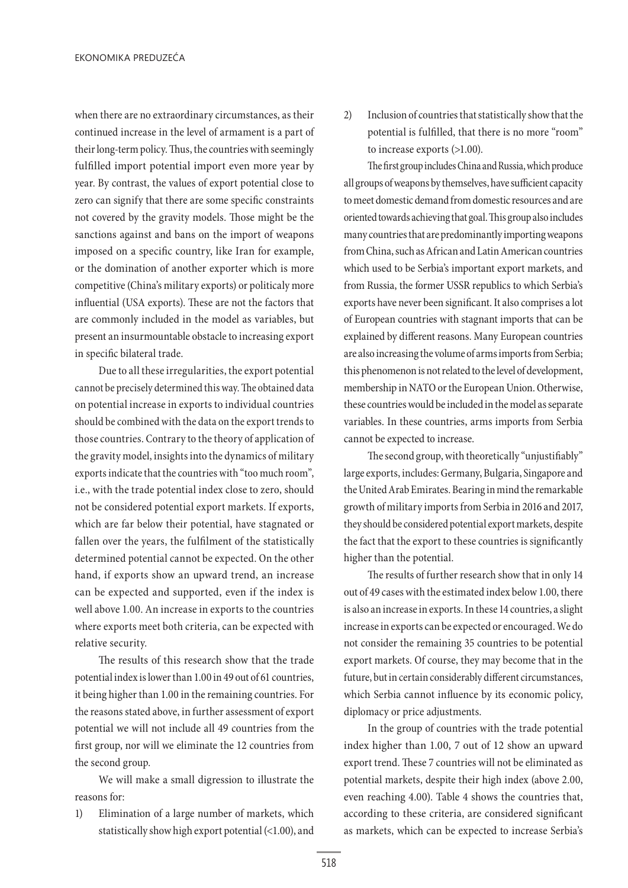when there are no extraordinary circumstances, as their continued increase in the level of armament is a part of their long-term policy. Thus, the countries with seemingly fulfilled import potential import even more year by year. By contrast, the values of export potential close to zero can signify that there are some specific constraints not covered by the gravity models. Those might be the sanctions against and bans on the import of weapons imposed on a specific country, like Iran for example, or the domination of another exporter which is more competitive (China's military exports) or politicaly more influential (USA exports). These are not the factors that are commonly included in the model as variables, but present an insurmountable obstacle to increasing export in specific bilateral trade.

Due to all these irregularities, the export potential cannot be precisely determined this way. The obtained data on potential increase in exports to individual countries should be combined with the data on the export trends to those countries. Contrary to the theory of application of the gravity model, insights into the dynamics of military exports indicate that the countries with "too much room", i.e., with the trade potential index close to zero, should not be considered potential export markets. If exports, which are far below their potential, have stagnated or fallen over the years, the fulfilment of the statistically determined potential cannot be expected. On the other hand, if exports show an upward trend, an increase can be expected and supported, even if the index is well above 1.00. An increase in exports to the countries where exports meet both criteria, can be expected with relative security.

The results of this research show that the trade potential index is lower than 1.00 in 49 out of 61 countries, it being higher than 1.00 in the remaining countries. For the reasons stated above, in further assessment of export potential we will not include all 49 countries from the first group, nor will we eliminate the 12 countries from the second group.

We will make a small digression to illustrate the reasons for:

1) Elimination of a large number of markets, which statistically show high export potential (<1.00), and
2) Inclusion of countries that statistically show that the potential is fulfilled, that there is no more "room" to increase exports (>1.00).

The first group includes China and Russia, which produce all groups of weapons by themselves, have sufficient capacity to meet domestic demand from domestic resources and are oriented towards achieving that goal. This group also includes many countries that are predominantly importing weapons from China, such as African and Latin American countries which used to be Serbia's important export markets, and from Russia, the former USSR republics to which Serbia's exports have never been significant. It also comprises a lot of European countries with stagnant imports that can be explained by different reasons. Many European countries are also increasing the volume of arms imports from Serbia; this phenomenon is not related to the level of development, membership in NATO or the European Union. Otherwise, these countries would be included in the model as separate variables. In these countries, arms imports from Serbia cannot be expected to increase.

The second group, with theoretically "unjustifiably" large exports, includes: Germany, Bulgaria, Singapore and the United Arab Emirates. Bearing in mind the remarkable growth of military imports from Serbia in 2016 and 2017, they should be considered potential export markets, despite the fact that the export to these countries is significantly higher than the potential.

The results of further research show that in only 14 out of 49 cases with the estimated index below 1.00, there is also an increase in exports. In these 14 countries, a slight increase in exports can be expected or encouraged. We do not consider the remaining 35 countries to be potential export markets. Of course, they may become that in the future, but in certain considerably different circumstances, which Serbia cannot influence by its economic policy, diplomacy or price adjustments.

In the group of countries with the trade potential index higher than 1.00, 7 out of 12 show an upward export trend. These 7 countries will not be eliminated as potential markets, despite their high index (above 2.00, even reaching 4.00). Table 4 shows the countries that, according to these criteria, are considered significant as markets, which can be expected to increase Serbia's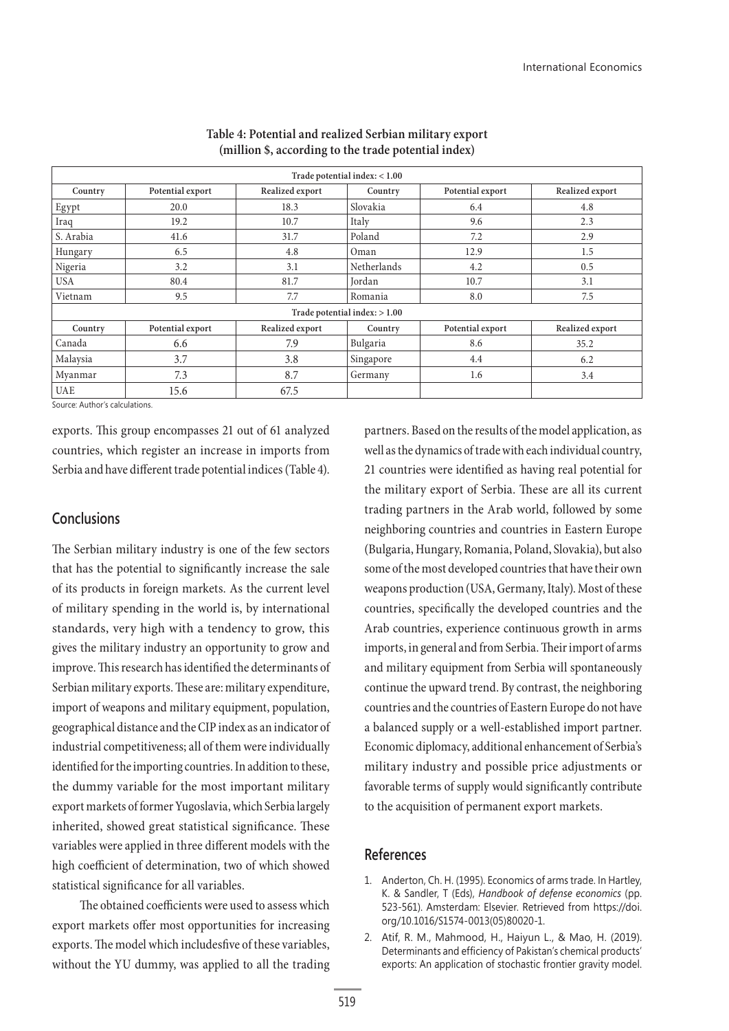**Table 4: Potential and realized Serbian military export (million $, according to the trade potential index)**

| Trade potential index: < 1.00 | | | | | |
|---|---|---|---|---|---|
| Country | Potential export | Realized export | Country | Potential export | Realized export |
| Egypt | 20.0 | 18.3 | Slovakia | 6.4 | 4.8 |
| Iraq | 19.2 | 10.7 | Italy | 9.6 | 2.3 |
| S. Arabia | 41.6 | 31.7 | Poland | 7.2 | 2.9 |
| Hungary | 6.5 | 4.8 | Oman | 12.9 | 1.5 |
| Nigeria | 3.2 | 3.1 | Netherlands | 4.2 | 0.5 |
| USA | 80.4 | 81.7 | Jordan | 10.7 | 3.1 |
| Vietnam | 9.5 | 7.7 | Romania | 8.0 | 7.5 |
| **Trade potential index: > 1.00** | | | | | |
| Country | Potential export | Realized export | Country | Potential export | Realized export |
| Canada | 6.6 | 7.9 | Bulgaria | 8.6 | 35.2 |
| Malaysia | 3.7 | 3.8 | Singapore | 4.4 | 6.2 |
| Myanmar | 7.3 | 8.7 | Germany | 1.6 | 3.4 |
| UAE | 15.6 | 67.5 | | | |

Source: Author's calculations.

exports. This group encompasses 21 out of 61 analyzed countries, which register an increase in imports from Serbia and have different trade potential indices (Table 4).

## Conclusions

The Serbian military industry is one of the few sectors that has the potential to significantly increase the sale of its products in foreign markets. As the current level of military spending in the world is, by international standards, very high with a tendency to grow, this gives the military industry an opportunity to grow and improve. This research has identified the determinants of Serbian military exports. These are: military expenditure, import of weapons and military equipment, population, geographical distance and the CIP index as an indicator of industrial competitiveness; all of them were individually identified for the importing countries. In addition to these, the dummy variable for the most important military export markets of former Yugoslavia, which Serbia largely inherited, showed great statistical significance. These variables were applied in three different models with the high coefficient of determination, two of which showed statistical significance for all variables.

The obtained coefficients were used to assess which export markets offer most opportunities for increasing exports. The model which includesfive of these variables, without the YU dummy, was applied to all the trading partners. Based on the results of the model application, as well as the dynamics of trade with each individual country, 21 countries were identified as having real potential for the military export of Serbia. These are all its current trading partners in the Arab world, followed by some neighboring countries and countries in Eastern Europe (Bulgaria, Hungary, Romania, Poland, Slovakia), but also some of the most developed countries that have their own weapons production (USA, Germany, Italy). Most of these countries, specifically the developed countries and the Arab countries, experience continuous growth in arms imports, in general and from Serbia. Their import of arms and military equipment from Serbia will spontaneously continue the upward trend. By contrast, the neighboring countries and the countries of Eastern Europe do not have a balanced supply or a well-established import partner. Economic diplomacy, additional enhancement of Serbia's military industry and possible price adjustments or favorable terms of supply would significantly contribute to the acquisition of permanent export markets.

## References

1. Anderton, Ch. H. (1995). Economics of arms trade. In Hartley, K. & Sandler, T (Eds), *Handbook of defense economics* (pp. 523-561). Amsterdam: Elsevier. Retrieved from https://doi.org/10.1016/S1574-0013(05)80020-1.
2. Atif, R. M., Mahmood, H., Haiyun L., & Mao, H. (2019). Determinants and efficiency of Pakistan's chemical products' exports: An application of stochastic frontier gravity model.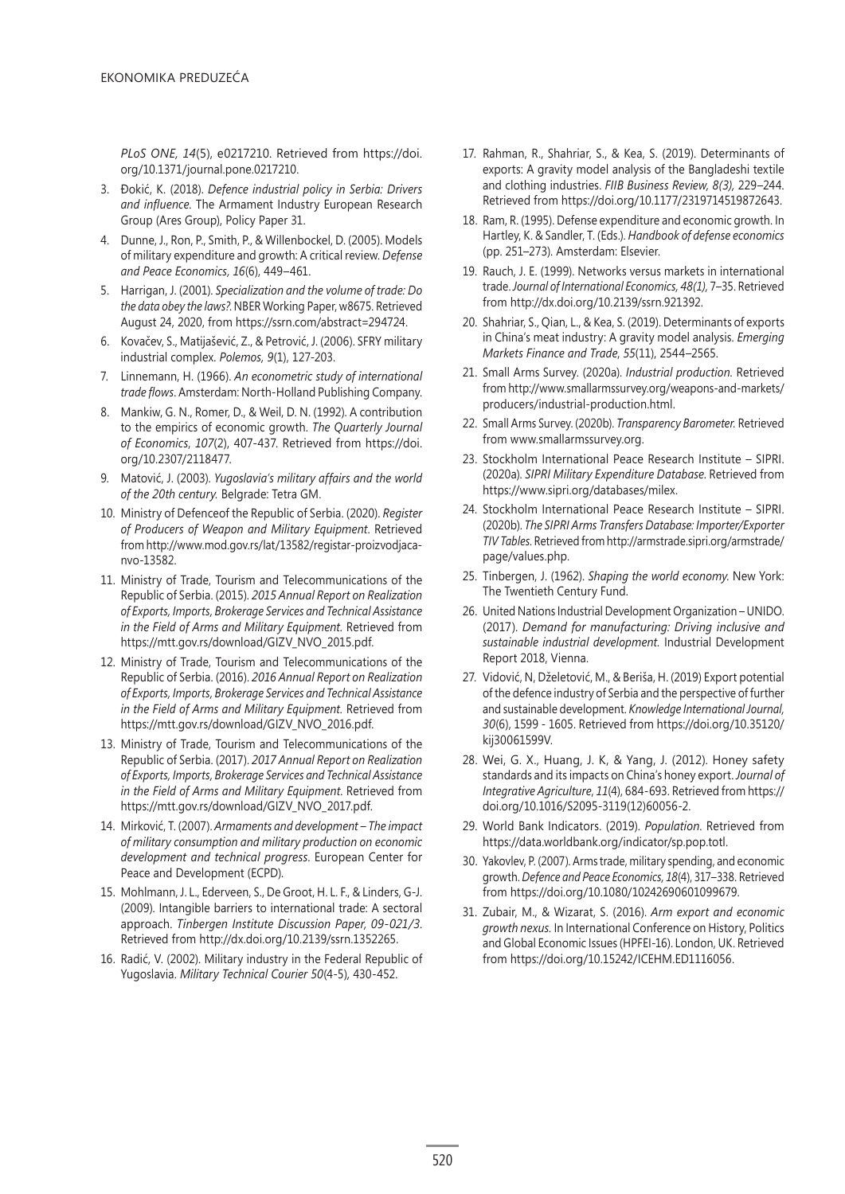*PLoS ONE, 14*(5), e0217210. Retrieved from https://doi.org/10.1371/journal.pone.0217210.

3. Đokić, K. (2018). *Defence industrial policy in Serbia: Drivers and influence*. The Armament Industry European Research Group (Ares Group), Policy Paper 31.
4. Dunne, J., Ron, P., Smith, P., & Willenbockel, D. (2005). Models of military expenditure and growth: A critical review. *Defense and Peace Economics, 16*(6), 449–461.
5. Harrigan, J. (2001). *Specialization and the volume of trade: Do the data obey the laws?*. NBER Working Paper, w8675. Retrieved August 24, 2020, from https://ssrn.com/abstract=294724.
6. Kovačev, S., Matijašević, Z., & Petrović, J. (2006). SFRY military industrial complex. *Polemos, 9*(1), 127-203.
7. Linnemann, H. (1966). *An econometric study of international trade flows*. Amsterdam: North-Holland Publishing Company.
8. Mankiw, G. N., Romer, D., & Weil, D. N. (1992). A contribution to the empirics of economic growth. *The Quarterly Journal of Economics*, *107*(2), 407-437. Retrieved from https://doi.org/10.2307/2118477.
9. Matović, J. (2003). *Yugoslavia's military affairs and the world of the 20th century.* Belgrade: Tetra GM.
10. Ministry of Defenceof the Republic of Serbia. (2020). *Register of Producers of Weapon and Military Equipment*. Retrieved from http://www.mod.gov.rs/lat/13582/registar-proizvodjaca-nvo-13582.
11. Ministry of Trade, Tourism and Telecommunications of the Republic of Serbia. (2015). *2015 Annual Report on Realization of Exports, Imports, Brokerage Services and Technical Assistance in the Field of Arms and Military Equipment.* Retrieved from https://mtt.gov.rs/download/GIZV_NVO_2015.pdf.
12. Ministry of Trade, Tourism and Telecommunications of the Republic of Serbia. (2016). *2016 Annual Report on Realization of Exports, Imports, Brokerage Services and Technical Assistance in the Field of Arms and Military Equipment.* Retrieved from https://mtt.gov.rs/download/GIZV_NVO_2016.pdf.
13. Ministry of Trade, Tourism and Telecommunications of the Republic of Serbia. (2017). *2017 Annual Report on Realization of Exports, Imports, Brokerage Services and Technical Assistance in the Field of Arms and Military Equipment.* Retrieved from https://mtt.gov.rs/download/GIZV_NVO_2017.pdf.
14. Mirković, T. (2007). *Armaments and development – The impact of military consumption and military production on economic development and technical progress*. European Center for Peace and Development (ECPD).
15. Mohlmann, J. L., Ederveen, S., De Groot, H. L. F., & Linders, G-J. (2009). Intangible barriers to international trade: A sectoral approach. *Tinbergen Institute Discussion Paper, 09-021/3*. Retrieved from http://dx.doi.org/10.2139/ssrn.1352265.
16. Radić, V. (2002). Military industry in the Federal Republic of Yugoslavia. *Military Technical Courier 50*(4-5), 430-452.
17. Rahman, R., Shahriar, S., & Kea, S. (2019). Determinants of exports: A gravity model analysis of the Bangladeshi textile and clothing industries. *FIIB Business Review, 8(3),* 229–244. Retrieved from https://doi.org/10.1177/2319714519872643.
18. Ram, R. (1995). Defense expenditure and economic growth. In Hartley, K. & Sandler, T. (Eds.). *Handbook of defense economics* (pp. 251–273). Amsterdam: Elsevier.
19. Rauch, J. E. (1999). Networks versus markets in international trade. *Journal of International Economics, 48(1)*, 7–35. Retrieved from http://dx.doi.org/10.2139/ssrn.921392.
20. Shahriar, S., Qian, L., & Kea, S. (2019). Determinants of exports in China's meat industry: A gravity model analysis. *Emerging Markets Finance and Trade*, *55*(11), 2544–2565.
21. Small Arms Survey. (2020a). *Industrial production.* Retrieved from http://www.smallarmssurvey.org/weapons-and-markets/producers/industrial-production.html.
22. Small Arms Survey. (2020b). *Transparency Barometer.* Retrieved from www.smallarmssurvey.org.
23. Stockholm International Peace Research Institute – SIPRI. (2020a). *SIPRI Military Expenditure Database*. Retrieved from https://www.sipri.org/databases/milex.
24. Stockholm International Peace Research Institute – SIPRI. (2020b). *The SIPRI Arms Transfers Database: Importer/Exporter TIV Tables*. Retrieved from http://armstrade.sipri.org/armstrade/page/values.php.
25. Tinbergen, J. (1962). *Shaping the world economy.* New York: The Twentieth Century Fund.
26. United Nations Industrial Development Organization – UNIDO. (2017). *Demand for manufacturing: Driving inclusive and sustainable industrial development.* Industrial Development Report 2018, Vienna.
27. Vidović, N, Dželetović, M., & Beriša, H. (2019) Export potential of the defence industry of Serbia and the perspective of further and sustainable development. *Knowledge International Journal, 30*(6), 1599 - 1605. Retrieved from https://doi.org/10.35120/kij30061599V.
28. Wei, G. X., Huang, J. K, & Yang, J. (2012). Honey safety standards and its impacts on China's honey export. *Journal of Integrative Agriculture*, *11*(4), 684-693. Retrieved from https://doi.org/10.1016/S2095-3119(12)60056-2.
29. World Bank Indicators. (2019). *Population*. Retrieved from https://data.worldbank.org/indicator/sp.pop.totl.
30. Yakovlev, P. (2007). Arms trade, military spending, and economic growth. *Defence and Peace Economics*, *18*(4), 317–338. Retrieved from https://doi.org/10.1080/10242690601099679.
31. Zubair, M., & Wizarat, S. (2016). *Arm export and economic growth nexus.* In International Conference on History, Politics and Global Economic Issues (HPFEI-16). London, UK. Retrieved from https://doi.org/10.15242/ICEHM.ED1116056.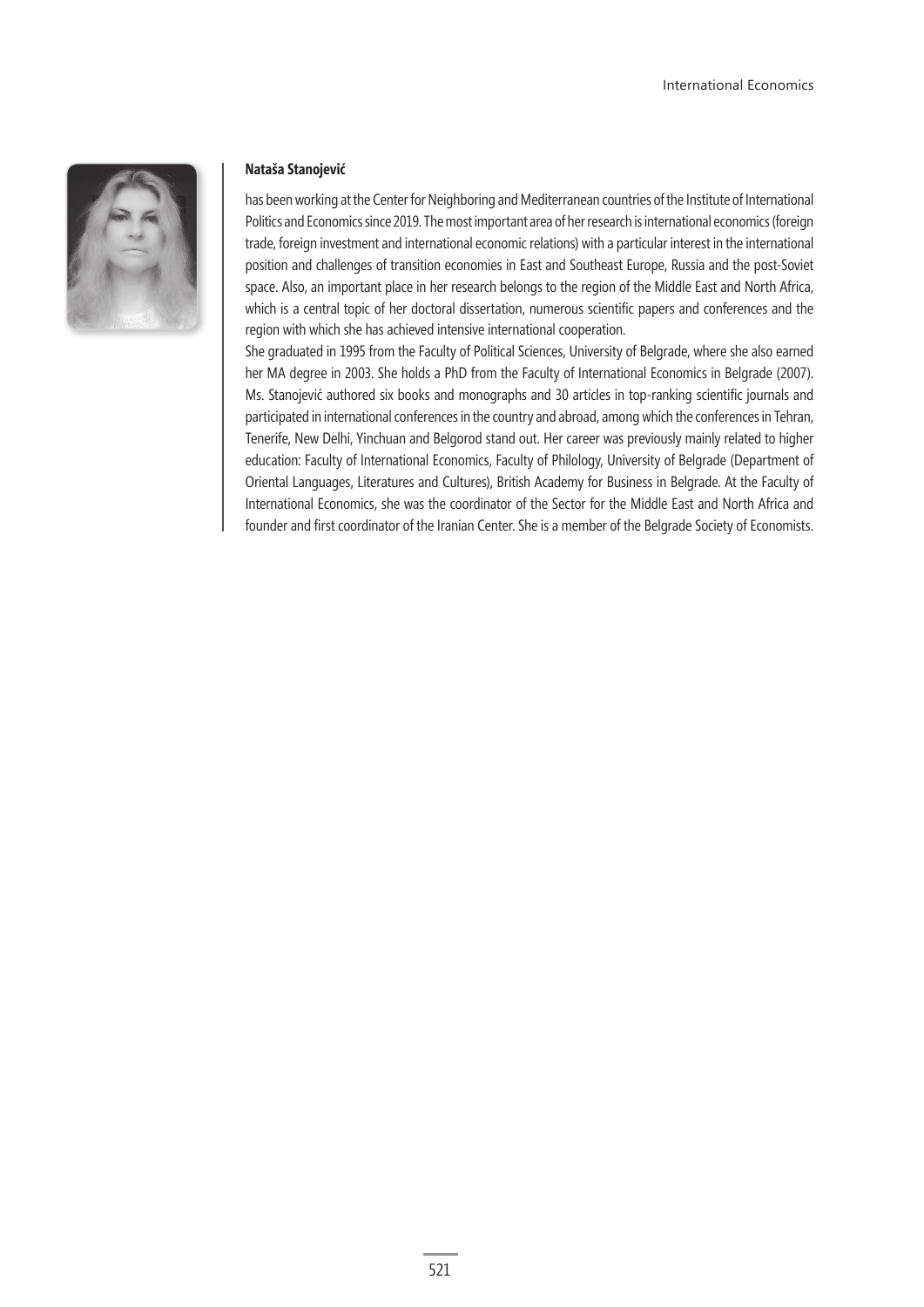**Nataša Stanojević**

has been working at the Center for Neighboring and Mediterranean countries of the Institute of International Politics and Economics since 2019. The most important area of her research is international economics (foreign trade, foreign investment and international economic relations) with a particular interest in the international position and challenges of transition economies in East and Southeast Europe, Russia and the post-Soviet space. Also, an important place in her research belongs to the region of the Middle East and North Africa, which is a central topic of her doctoral dissertation, numerous scientific papers and conferences and the region with which she has achieved intensive international cooperation.

She graduated in 1995 from the Faculty of Political Sciences, University of Belgrade, where she also earned her MA degree in 2003. She holds a PhD from the Faculty of International Economics in Belgrade (2007). Ms. Stanojević authored six books and monographs and 30 articles in top-ranking scientific journals and participated in international conferences in the country and abroad, among which the conferences in Tehran, Tenerife, New Delhi, Yinchuan and Belgorod stand out. Her career was previously mainly related to higher education: Faculty of International Economics, Faculty of Philology, University of Belgrade (Department of Oriental Languages, Literatures and Cultures), British Academy for Business in Belgrade. At the Faculty of International Economics, she was the coordinator of the Sector for the Middle East and North Africa and founder and first coordinator of the Iranian Center. She is a member of the Belgrade Society of Economists.